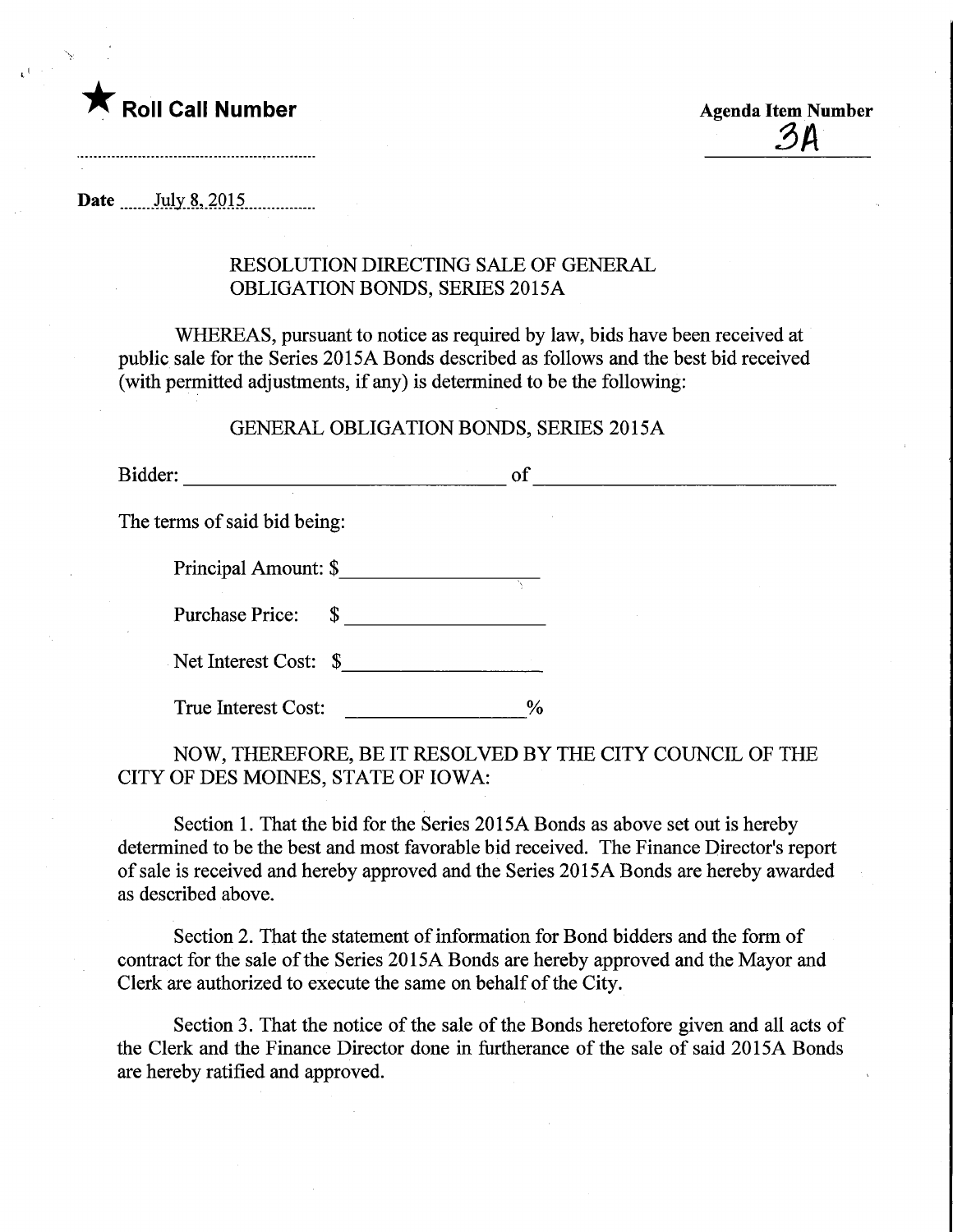★ **Roll Call Number**

**Agenda Item Number**
3A

**Date** July 8, 2015

## RESOLUTION DIRECTING SALE OF GENERAL OBLIGATION BONDS, SERIES 2015A

WHEREAS, pursuant to notice as required by law, bids have been received at public sale for the Series 2015A Bonds described as follows and the best bid received (with permitted adjustments, if any) is determined to be the following:

GENERAL OBLIGATION BONDS, SERIES 2015A

Bidder: ______________________________ of ______________________________

The terms of said bid being:

Principal Amount: $__________________

Purchase Price: $ __________________

Net Interest Cost: $__________________

True Interest Cost: ________________%

NOW, THEREFORE, BE IT RESOLVED BY THE CITY COUNCIL OF THE CITY OF DES MOINES, STATE OF IOWA:

Section 1. That the bid for the Series 2015A Bonds as above set out is hereby determined to be the best and most favorable bid received. The Finance Director's report of sale is received and hereby approved and the Series 2015A Bonds are hereby awarded as described above.

Section 2. That the statement of information for Bond bidders and the form of contract for the sale of the Series 2015A Bonds are hereby approved and the Mayor and Clerk are authorized to execute the same on behalf of the City.

Section 3. That the notice of the sale of the Bonds heretofore given and all acts of the Clerk and the Finance Director done in furtherance of the sale of said 2015A Bonds are hereby ratified and approved.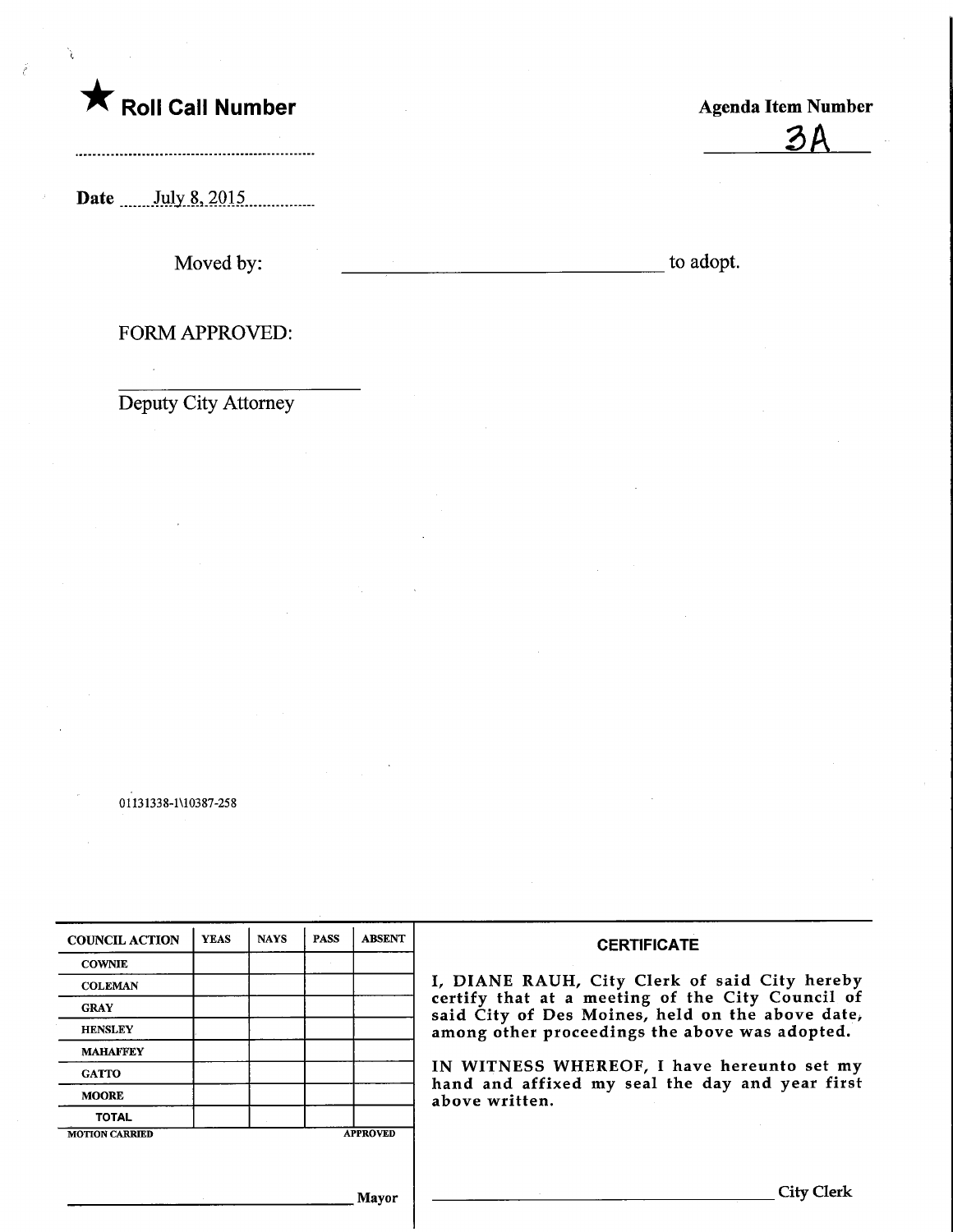★ **Roll Call Number**

**Agenda Item Number**

3A

**Date** July 8, 2015

Moved by: ________________________________ to adopt.

FORM APPROVED:

________________________

Deputy City Attorney

01131338-1\10387-258

| COUNCIL ACTION | YEAS | NAYS | PASS | ABSENT |
| --- | --- | --- | --- | --- |
| COWNIE | | | | |
| COLEMAN | | | | |
| GRAY | | | | |
| HENSLEY | | | | |
| MAHAFFEY | | | | |
| GATTO | | | | |
| MOORE | | | | |
| TOTAL | | | | |

MOTION CARRIED APPROVED

________________________________ Mayor

**CERTIFICATE**

I, DIANE RAUH, City Clerk of said City hereby certify that at a meeting of the City Council of said City of Des Moines, held on the above date, among other proceedings the above was adopted.

IN WITNESS WHEREOF, I have hereunto set my hand and affixed my seal the day and year first above written.

________________________________ City Clerk